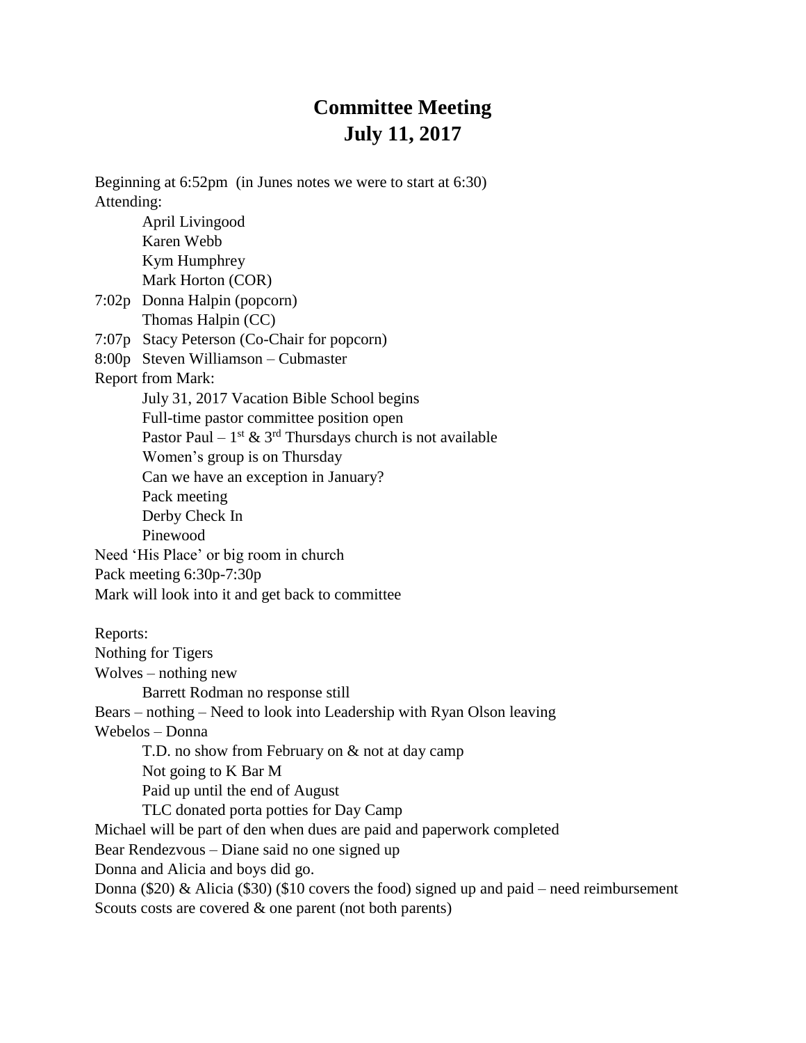# Committee Meeting
# July 11, 2017

Beginning at 6:52pm (in Junes notes we were to start at 6:30)

Attending:

- April Livingood
- Karen Webb
- Kym Humphrey
- Mark Horton (COR)

7:02p Donna Halpin (popcorn)
Thomas Halpin (CC)

7:07p Stacy Peterson (Co-Chair for popcorn)

8:00p Steven Williamson – Cubmaster

Report from Mark:

- July 31, 2017 Vacation Bible School begins
- Full-time pastor committee position open
- Pastor Paul – 1st & 3rd Thursdays church is not available
- Women's group is on Thursday
- Can we have an exception in January?
- Pack meeting
- Derby Check In
- Pinewood

Need 'His Place' or big room in church

Pack meeting 6:30p-7:30p

Mark will look into it and get back to committee

Reports:

Nothing for Tigers

Wolves – nothing new

- Barrett Rodman no response still

Bears – nothing – Need to look into Leadership with Ryan Olson leaving

Webelos – Donna

- T.D. no show from February on & not at day camp
- Not going to K Bar M
- Paid up until the end of August
- TLC donated porta potties for Day Camp

Michael will be part of den when dues are paid and paperwork completed

Bear Rendezvous – Diane said no one signed up

Donna and Alicia and boys did go.

Donna ($20) & Alicia ($30) ($10 covers the food) signed up and paid – need reimbursement

Scouts costs are covered & one parent (not both parents)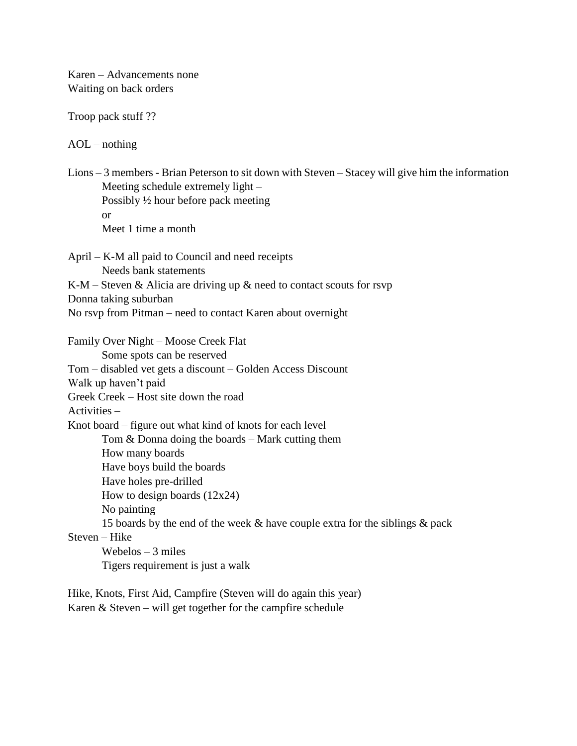Karen – Advancements none
Waiting on back orders

Troop pack stuff ??

AOL – nothing

Lions – 3 members - Brian Peterson to sit down with Steven – Stacey will give him the information
    Meeting schedule extremely light –
    Possibly ½ hour before pack meeting
    or
    Meet 1 time a month

April – K-M all paid to Council and need receipts
    Needs bank statements
K-M – Steven & Alicia are driving up & need to contact scouts for rsvp
Donna taking suburban
No rsvp from Pitman – need to contact Karen about overnight

Family Over Night – Moose Creek Flat
    Some spots can be reserved
Tom – disabled vet gets a discount – Golden Access Discount
Walk up haven't paid
Greek Creek – Host site down the road
Activities –
Knot board – figure out what kind of knots for each level
    Tom & Donna doing the boards – Mark cutting them
    How many boards
    Have boys build the boards
    Have holes pre-drilled
    How to design boards (12x24)
    No painting
    15 boards by the end of the week & have couple extra for the siblings & pack
Steven – Hike
    Webelos – 3 miles
    Tigers requirement is just a walk

Hike, Knots, First Aid, Campfire (Steven will do again this year)
Karen & Steven – will get together for the campfire schedule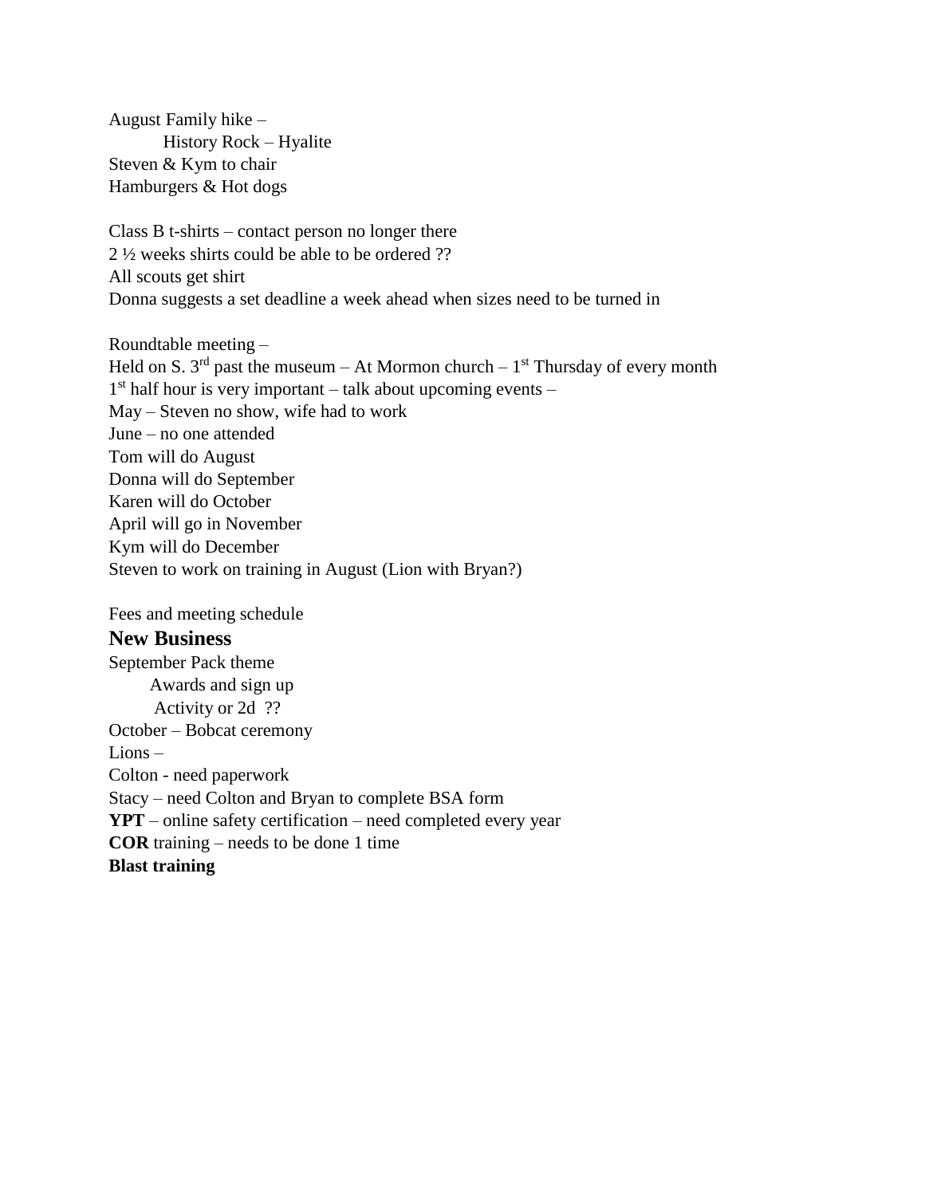August Family hike –
History Rock – Hyalite
Steven & Kym to chair
Hamburgers & Hot dogs

Class B t-shirts – contact person no longer there
2 ½ weeks shirts could be able to be ordered ??
All scouts get shirt
Donna suggests a set deadline a week ahead when sizes need to be turned in

Roundtable meeting –
Held on S. 3rd past the museum – At Mormon church – 1st Thursday of every month
1st half hour is very important – talk about upcoming events –
May – Steven no show, wife had to work
June – no one attended
Tom will do August
Donna will do September
Karen will do October
April will go in November
Kym will do December
Steven to work on training in August (Lion with Bryan?)

Fees and meeting schedule

## New Business

September Pack theme
Awards and sign up
Activity or 2d ??
October – Bobcat ceremony
Lions –
Colton - need paperwork
Stacy – need Colton and Bryan to complete BSA form
**YPT** – online safety certification – need completed every year
**COR** training – needs to be done 1 time
**Blast training**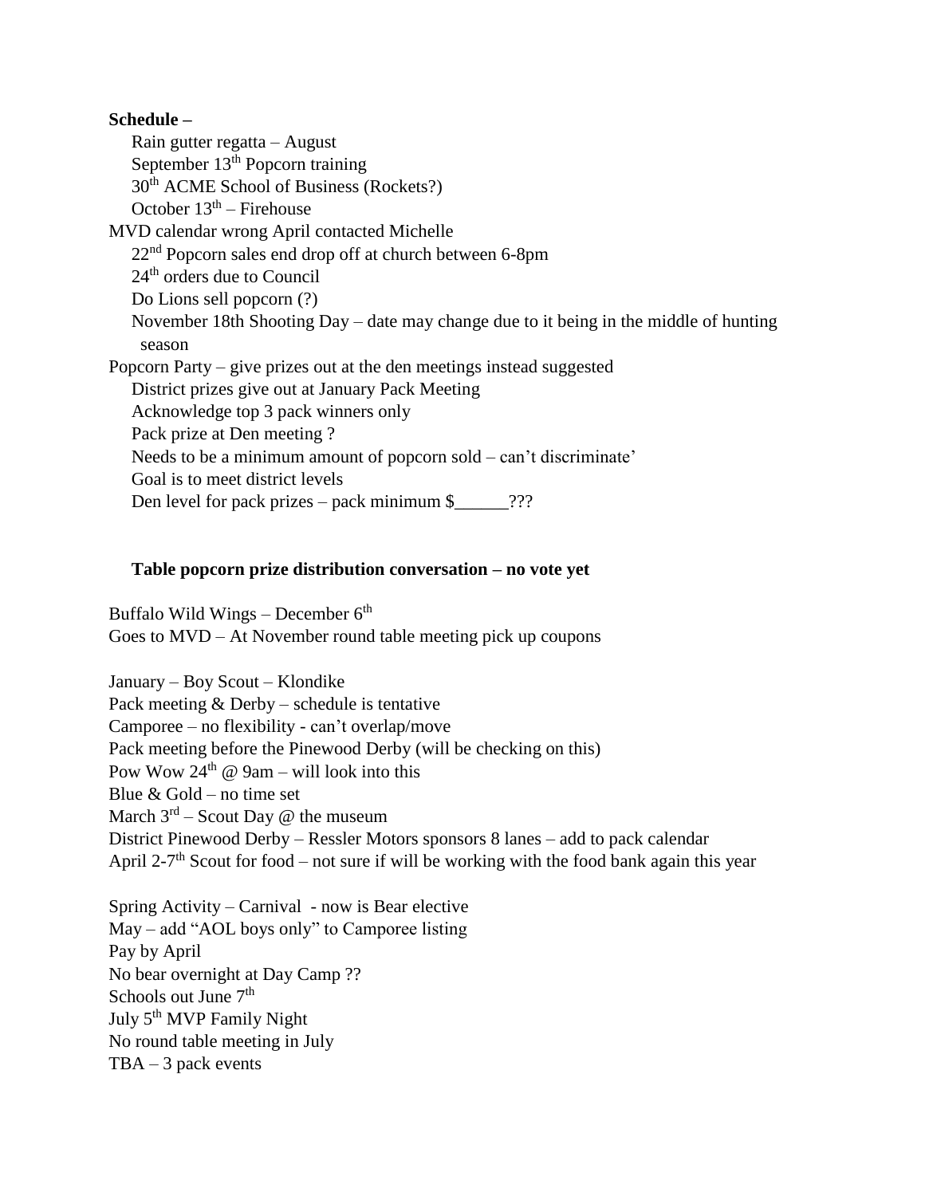**Schedule –**

Rain gutter regatta – August
September 13th Popcorn training
30th ACME School of Business (Rockets?)
October 13th – Firehouse

MVD calendar wrong April contacted Michelle

22nd Popcorn sales end drop off at church between 6-8pm
24th orders due to Council
Do Lions sell popcorn (?)
November 18th Shooting Day – date may change due to it being in the middle of hunting season

Popcorn Party – give prizes out at the den meetings instead suggested

District prizes give out at January Pack Meeting
Acknowledge top 3 pack winners only
Pack prize at Den meeting ?
Needs to be a minimum amount of popcorn sold – can't discriminate'
Goal is to meet district levels
Den level for pack prizes – pack minimum $______???

**Table popcorn prize distribution conversation – no vote yet**

Buffalo Wild Wings – December 6th
Goes to MVD – At November round table meeting pick up coupons

January – Boy Scout – Klondike
Pack meeting & Derby – schedule is tentative
Camporee – no flexibility - can't overlap/move
Pack meeting before the Pinewood Derby (will be checking on this)
Pow Wow 24th @ 9am – will look into this
Blue & Gold – no time set
March 3rd – Scout Day @ the museum
District Pinewood Derby – Ressler Motors sponsors 8 lanes – add to pack calendar
April 2-7th Scout for food – not sure if will be working with the food bank again this year

Spring Activity – Carnival - now is Bear elective
May – add "AOL boys only" to Camporee listing
Pay by April
No bear overnight at Day Camp ??
Schools out June 7th
July 5th MVP Family Night
No round table meeting in July
TBA – 3 pack events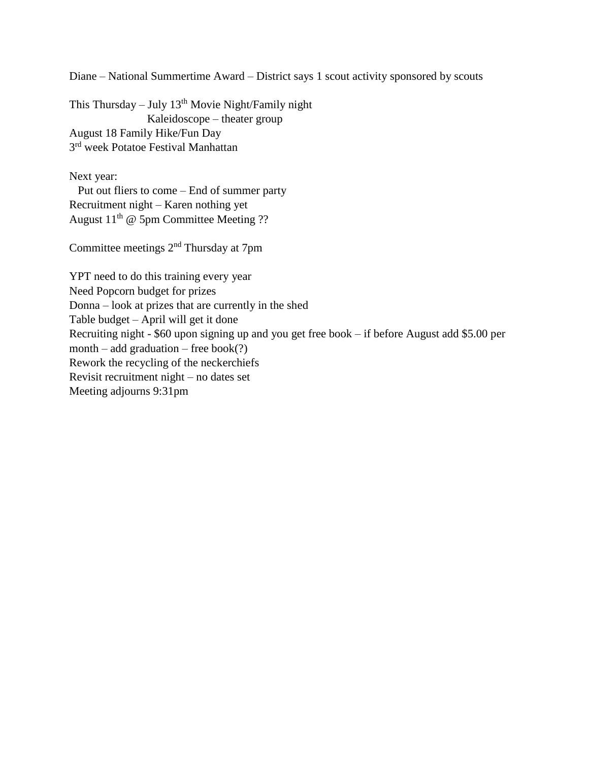Diane – National Summertime Award – District says 1 scout activity sponsored by scouts

This Thursday – July 13th Movie Night/Family night
Kaleidoscope – theater group
August 18 Family Hike/Fun Day
3rd week Potatoe Festival Manhattan

Next year:
Put out fliers to come – End of summer party
Recruitment night – Karen nothing yet
August 11th @ 5pm Committee Meeting ??

Committee meetings 2nd Thursday at 7pm

YPT need to do this training every year
Need Popcorn budget for prizes
Donna – look at prizes that are currently in the shed
Table budget – April will get it done
Recruiting night - $60 upon signing up and you get free book – if before August add $5.00 per month – add graduation – free book(?)
Rework the recycling of the neckerchiefs
Revisit recruitment night – no dates set
Meeting adjourns 9:31pm